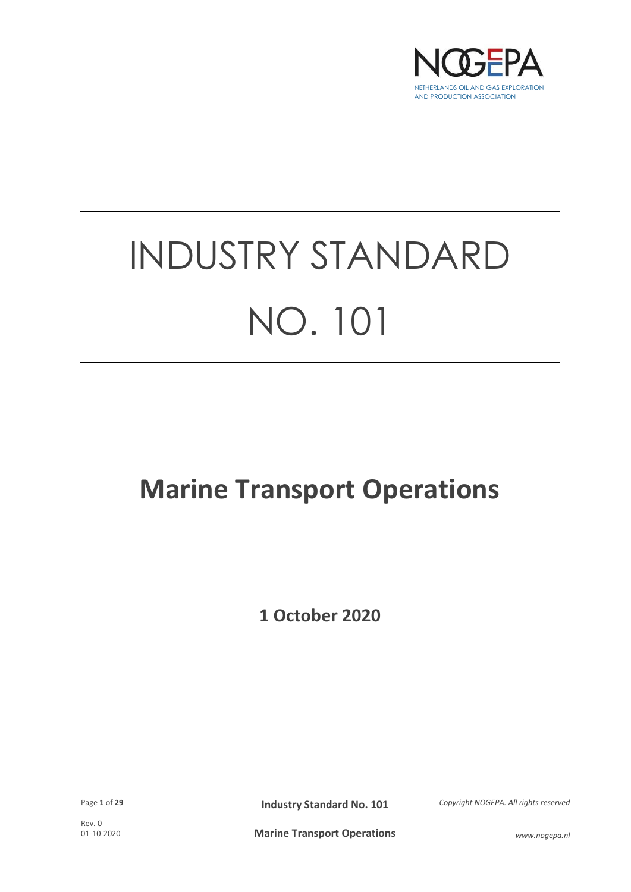NOGEPA

NETHERLANDS OIL AND GAS EXPLORATION AND PRODUCTION ASSOCIATION

# INDUSTRY STANDARD NO. 101

# Marine Transport Operations

**1 October 2020**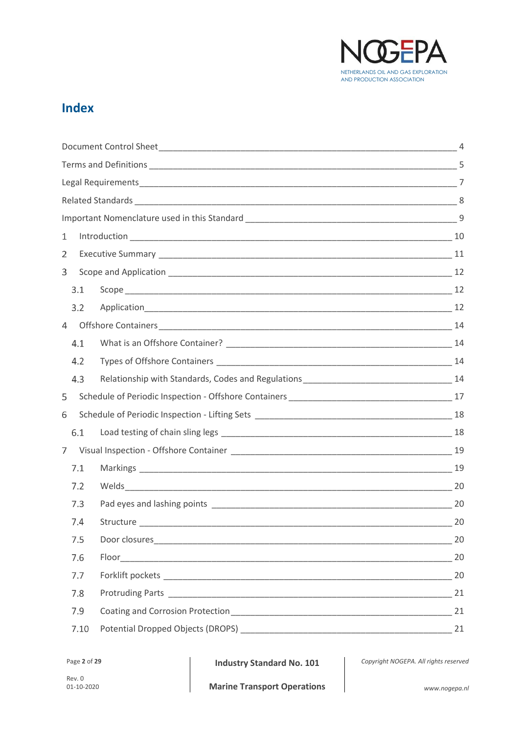## Index

| | |
|---|---|
| Document Control Sheet | 4 |
| Terms and Definitions | 5 |
| Legal Requirements | 7 |
| Related Standards | 8 |
| Important Nomenclature used in this Standard | 9 |
| 1 Introduction | 10 |
| 2 Executive Summary | 11 |
| 3 Scope and Application | 12 |
| 3.1 Scope | 12 |
| 3.2 Application | 12 |
| 4 Offshore Containers | 14 |
| 4.1 What is an Offshore Container? | 14 |
| 4.2 Types of Offshore Containers | 14 |
| 4.3 Relationship with Standards, Codes and Regulations | 14 |
| 5 Schedule of Periodic Inspection - Offshore Containers | 17 |
| 6 Schedule of Periodic Inspection - Lifting Sets | 18 |
| 6.1 Load testing of chain sling legs | 18 |
| 7 Visual Inspection - Offshore Container | 19 |
| 7.1 Markings | 19 |
| 7.2 Welds | 20 |
| 7.3 Pad eyes and lashing points | 20 |
| 7.4 Structure | 20 |
| 7.5 Door closures | 20 |
| 7.6 Floor | 20 |
| 7.7 Forklift pockets | 20 |
| 7.8 Protruding Parts | 21 |
| 7.9 Coating and Corrosion Protection | 21 |
| 7.10 Potential Dropped Objects (DROPS) | 21 |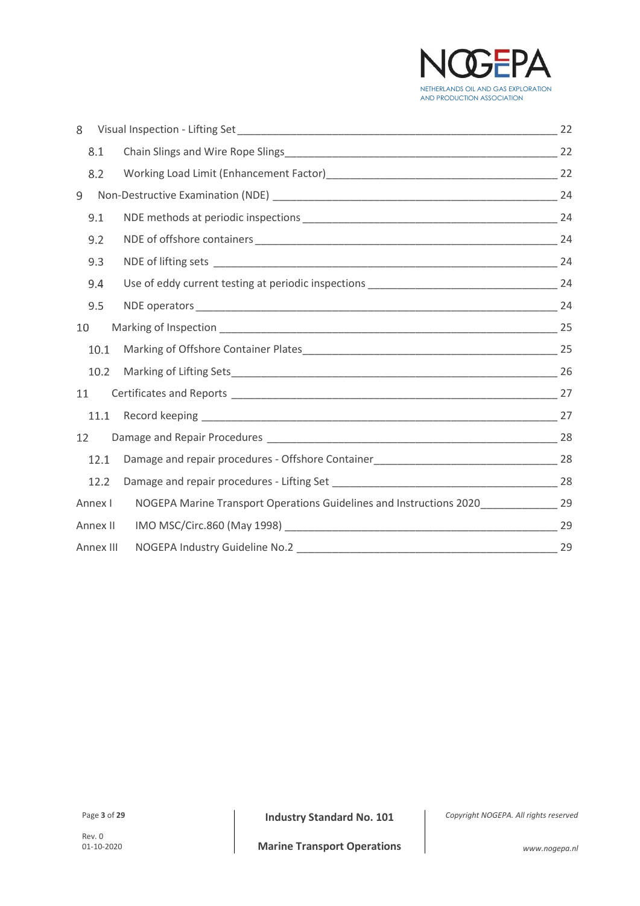| | | |
|---|---|---|
| 8 | Visual Inspection - Lifting Set | 22 |
| 8.1 | Chain Slings and Wire Rope Slings | 22 |
| 8.2 | Working Load Limit (Enhancement Factor) | 22 |
| 9 | Non-Destructive Examination (NDE) | 24 |
| 9.1 | NDE methods at periodic inspections | 24 |
| 9.2 | NDE of offshore containers | 24 |
| 9.3 | NDE of lifting sets | 24 |
| 9.4 | Use of eddy current testing at periodic inspections | 24 |
| 9.5 | NDE operators | 24 |
| 10 | Marking of Inspection | 25 |
| 10.1 | Marking of Offshore Container Plates | 25 |
| 10.2 | Marking of Lifting Sets | 26 |
| 11 | Certificates and Reports | 27 |
| 11.1 | Record keeping | 27 |
| 12 | Damage and Repair Procedures | 28 |
| 12.1 | Damage and repair procedures - Offshore Container | 28 |
| 12.2 | Damage and repair procedures - Lifting Set | 28 |
| Annex I | NOGEPA Marine Transport Operations Guidelines and Instructions 2020 | 29 |
| Annex II | IMO MSC/Circ.860 (May 1998) | 29 |
| Annex III | NOGEPA Industry Guideline No.2 | 29 |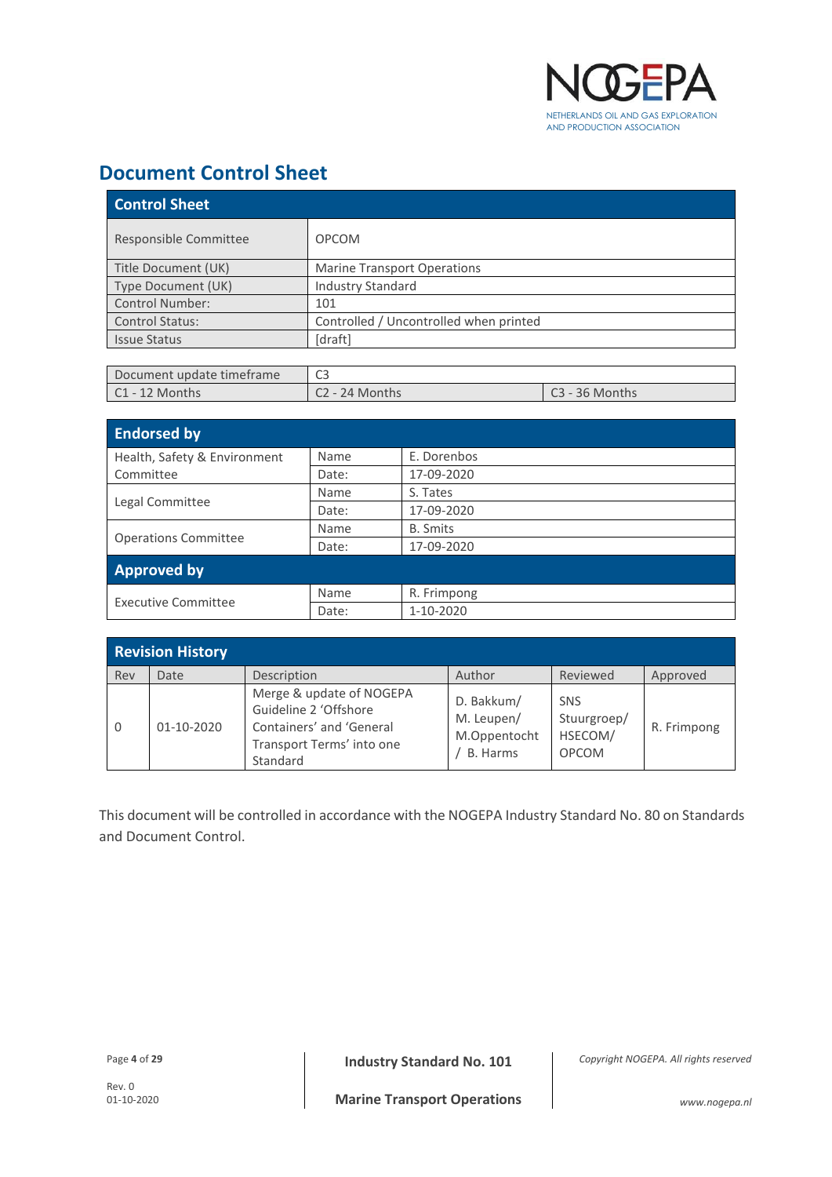# Document Control Sheet

| Control Sheet | |
|---|---|
| Responsible Committee | OPCOM |
| Title Document (UK) | Marine Transport Operations |
| Type Document (UK) | Industry Standard |
| Control Number: | 101 |
| Control Status: | Controlled / Uncontrolled when printed |
| Issue Status | [draft] |

| Document update timeframe | C3 | |
|---|---|---|
| C1 - 12 Months | C2 - 24 Months | C3 - 36 Months |

| Endorsed by | | |
|---|---|---|
| Health, Safety & Environment Committee | Name | E. Dorenbos |
| | Date: | 17-09-2020 |
| Legal Committee | Name | S. Tates |
| | Date: | 17-09-2020 |
| Operations Committee | Name | B. Smits |
| | Date: | 17-09-2020 |
| **Approved by** | | |
| Executive Committee | Name | R. Frimpong |
| | Date: | 1-10-2020 |

| Revision History | | | | | |
|---|---|---|---|---|---|
| Rev | Date | Description | Author | Reviewed | Approved |
| 0 | 01-10-2020 | Merge & update of NOGEPA Guideline 2 'Offshore Containers' and 'General Transport Terms' into one Standard | D. Bakkum/ M. Leupen/ M.Oppentocht / B. Harms | SNS Stuurgroep/ HSECOM/ OPCOM | R. Frimpong |

This document will be controlled in accordance with the NOGEPA Industry Standard No. 80 on Standards and Document Control.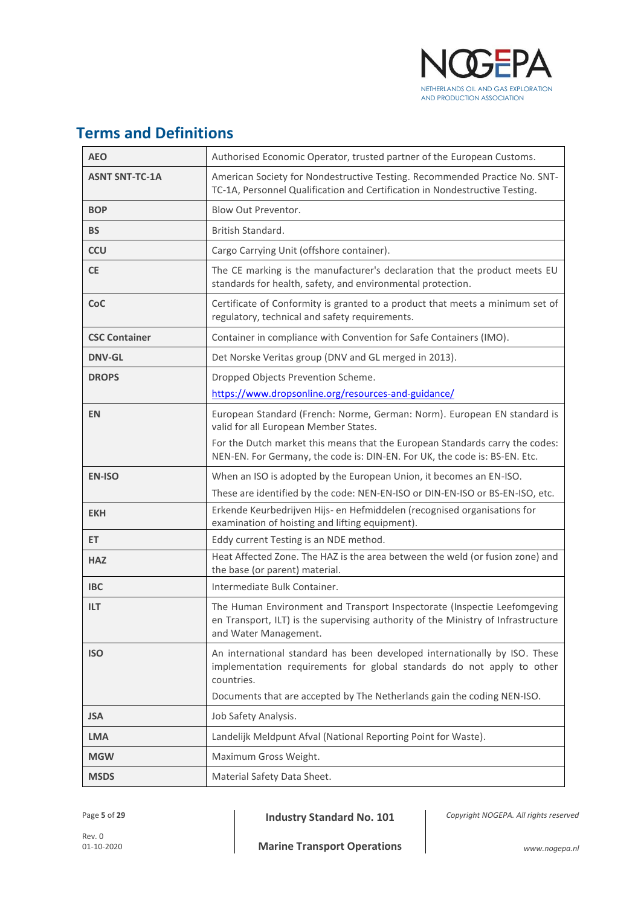## Terms and Definitions

| | |
|---|---|
| **AEO** | Authorised Economic Operator, trusted partner of the European Customs. |
| **ASNT SNT-TC-1A** | American Society for Nondestructive Testing. Recommended Practice No. SNT-TC-1A, Personnel Qualification and Certification in Nondestructive Testing. |
| **BOP** | Blow Out Preventor. |
| **BS** | British Standard. |
| **CCU** | Cargo Carrying Unit (offshore container). |
| **CE** | The CE marking is the manufacturer's declaration that the product meets EU standards for health, safety, and environmental protection. |
| **CoC** | Certificate of Conformity is granted to a product that meets a minimum set of regulatory, technical and safety requirements. |
| **CSC Container** | Container in compliance with Convention for Safe Containers (IMO). |
| **DNV-GL** | Det Norske Veritas group (DNV and GL merged in 2013). |
| **DROPS** | Dropped Objects Prevention Scheme. https://www.dropsonline.org/resources-and-guidance/ |
| **EN** | European Standard (French: Norme, German: Norm). European EN standard is valid for all European Member States. For the Dutch market this means that the European Standards carry the codes: NEN-EN. For Germany, the code is: DIN-EN. For UK, the code is: BS-EN. Etc. |
| **EN-ISO** | When an ISO is adopted by the European Union, it becomes an EN-ISO. These are identified by the code: NEN-EN-ISO or DIN-EN-ISO or BS-EN-ISO, etc. |
| **EKH** | Erkende Keurbedrijven Hijs- en Hefmiddelen (recognised organisations for examination of hoisting and lifting equipment). |
| **ET** | Eddy current Testing is an NDE method. |
| **HAZ** | Heat Affected Zone. The HAZ is the area between the weld (or fusion zone) and the base (or parent) material. |
| **IBC** | Intermediate Bulk Container. |
| **ILT** | The Human Environment and Transport Inspectorate (Inspectie Leefomgeving en Transport, ILT) is the supervising authority of the Ministry of Infrastructure and Water Management. |
| **ISO** | An international standard has been developed internationally by ISO. These implementation requirements for global standards do not apply to other countries. Documents that are accepted by The Netherlands gain the coding NEN-ISO. |
| **JSA** | Job Safety Analysis. |
| **LMA** | Landelijk Meldpunt Afval (National Reporting Point for Waste). |
| **MGW** | Maximum Gross Weight. |
| **MSDS** | Material Safety Data Sheet. |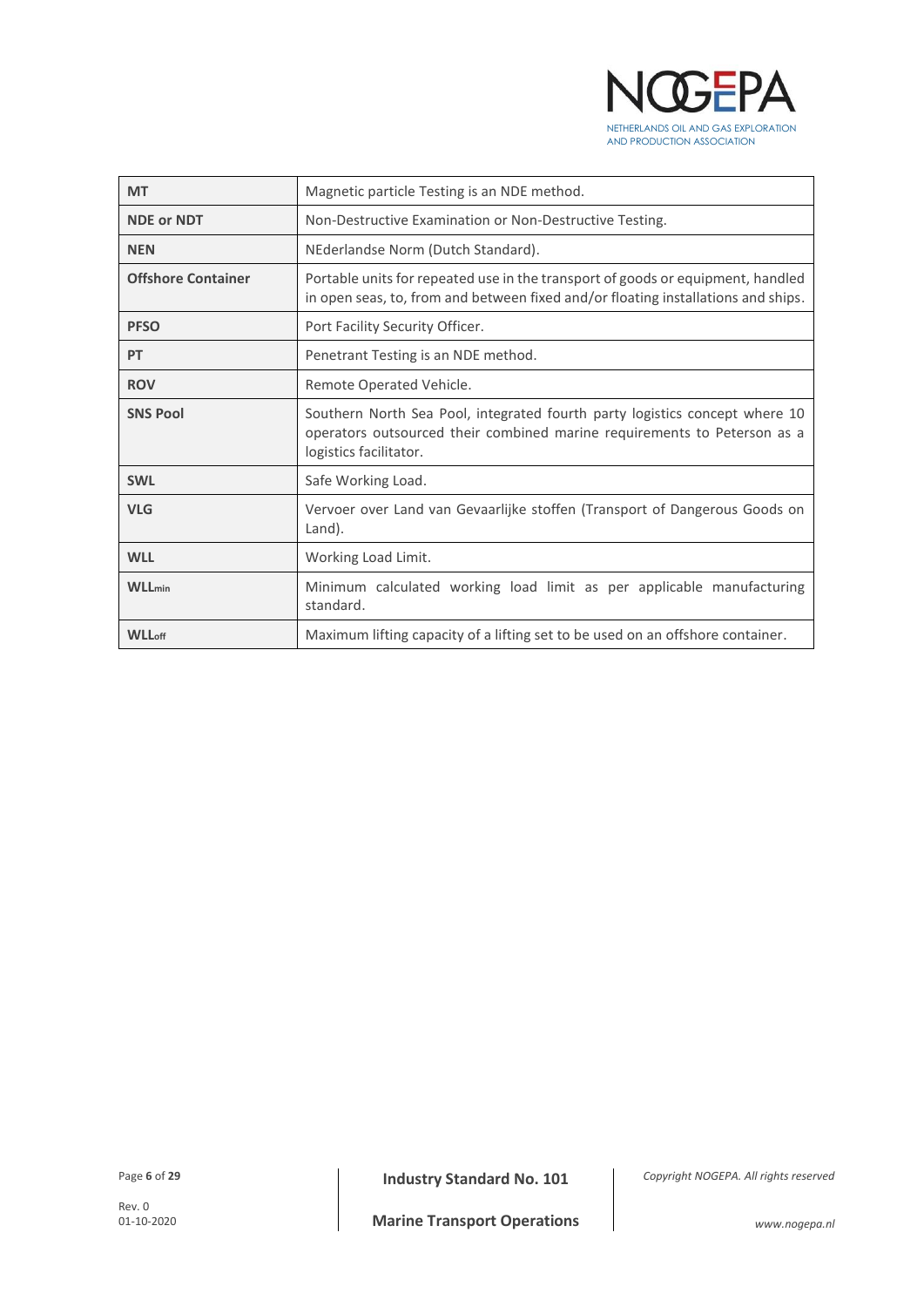| | |
|---|---|
| **MT** | Magnetic particle Testing is an NDE method. |
| **NDE or NDT** | Non-Destructive Examination or Non-Destructive Testing. |
| **NEN** | NEderlandse Norm (Dutch Standard). |
| **Offshore Container** | Portable units for repeated use in the transport of goods or equipment, handled in open seas, to, from and between fixed and/or floating installations and ships. |
| **PFSO** | Port Facility Security Officer. |
| **PT** | Penetrant Testing is an NDE method. |
| **ROV** | Remote Operated Vehicle. |
| **SNS Pool** | Southern North Sea Pool, integrated fourth party logistics concept where 10 operators outsourced their combined marine requirements to Peterson as a logistics facilitator. |
| **SWL** | Safe Working Load. |
| **VLG** | Vervoer over Land van Gevaarlijke stoffen (Transport of Dangerous Goods on Land). |
| **WLL** | Working Load Limit. |
| **$WLL_{min}$** | Minimum calculated working load limit as per applicable manufacturing standard. |
| **$WLL_{off}$** | Maximum lifting capacity of a lifting set to be used on an offshore container. |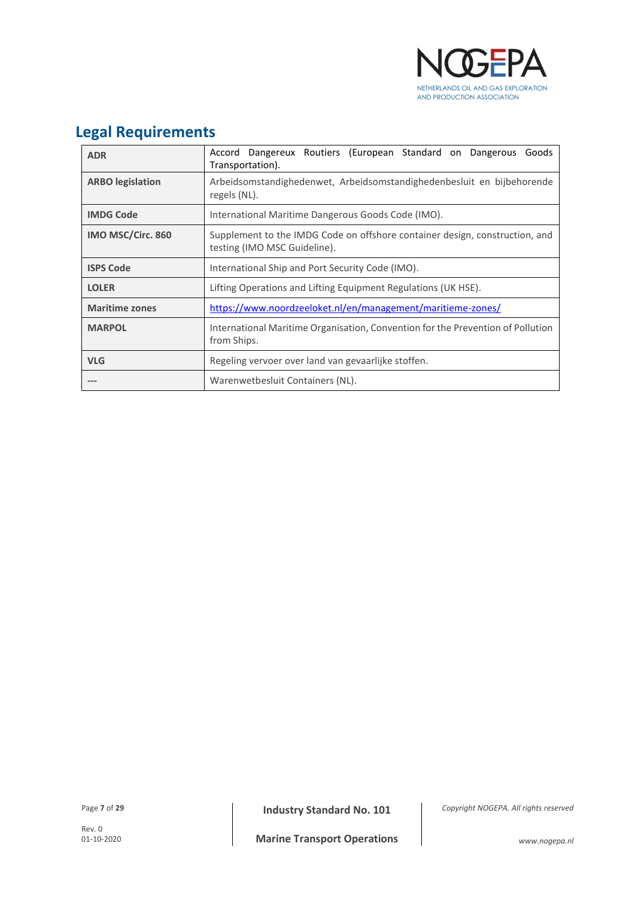## Legal Requirements

| | |
|---|---|
| **ADR** | Accord Dangereux Routiers (European Standard on Dangerous Goods Transportation). |
| **ARBO legislation** | Arbeidsomstandighedenwet, Arbeidsomstandighedenbesluit en bijbehorende regels (NL). |
| **IMDG Code** | International Maritime Dangerous Goods Code (IMO). |
| **IMO MSC/Circ. 860** | Supplement to the IMDG Code on offshore container design, construction, and testing (IMO MSC Guideline). |
| **ISPS Code** | International Ship and Port Security Code (IMO). |
| **LOLER** | Lifting Operations and Lifting Equipment Regulations (UK HSE). |
| **Maritime zones** | https://www.noordzeeloket.nl/en/management/maritieme-zones/ |
| **MARPOL** | International Maritime Organisation, Convention for the Prevention of Pollution from Ships. |
| **VLG** | Regeling vervoer over land van gevaarlijke stoffen. |
| **---** | Warenwetbesluit Containers (NL). |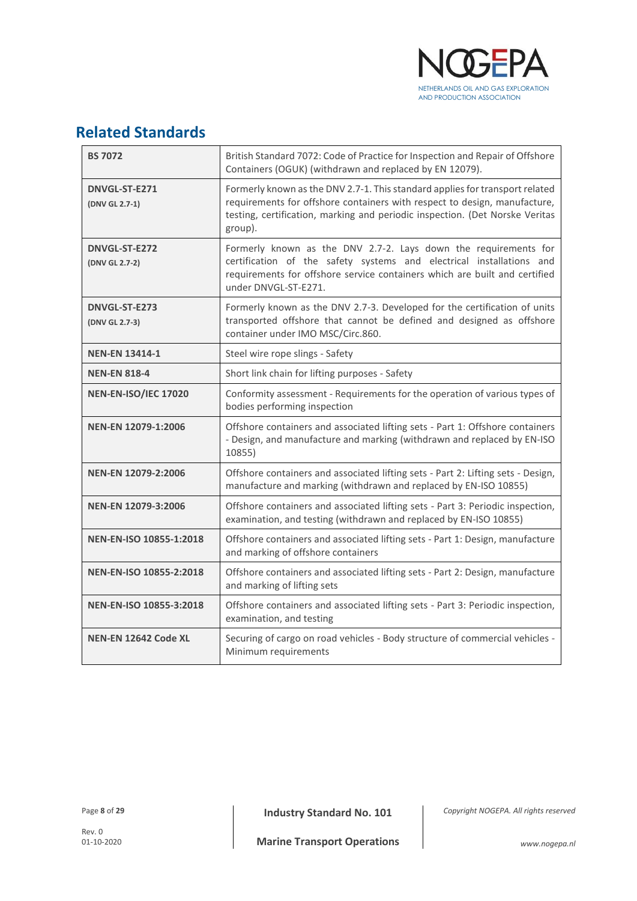## Related Standards

| | |
|---|---|
| **BS 7072** | British Standard 7072: Code of Practice for Inspection and Repair of Offshore Containers (OGUK) (withdrawn and replaced by EN 12079). |
| **DNVGL-ST-E271** **(DNV GL 2.7-1)** | Formerly known as the DNV 2.7-1. This standard applies for transport related requirements for offshore containers with respect to design, manufacture, testing, certification, marking and periodic inspection. (Det Norske Veritas group). |
| **DNVGL-ST-E272** **(DNV GL 2.7-2)** | Formerly known as the DNV 2.7-2. Lays down the requirements for certification of the safety systems and electrical installations and requirements for offshore service containers which are built and certified under DNVGL-ST-E271. |
| **DNVGL-ST-E273** **(DNV GL 2.7-3)** | Formerly known as the DNV 2.7-3. Developed for the certification of units transported offshore that cannot be defined and designed as offshore container under IMO MSC/Circ.860. |
| **NEN-EN 13414-1** | Steel wire rope slings - Safety |
| **NEN-EN 818-4** | Short link chain for lifting purposes - Safety |
| **NEN-EN-ISO/IEC 17020** | Conformity assessment - Requirements for the operation of various types of bodies performing inspection |
| **NEN-EN 12079-1:2006** | Offshore containers and associated lifting sets - Part 1: Offshore containers - Design, and manufacture and marking (withdrawn and replaced by EN-ISO 10855) |
| **NEN-EN 12079-2:2006** | Offshore containers and associated lifting sets - Part 2: Lifting sets - Design, manufacture and marking (withdrawn and replaced by EN-ISO 10855) |
| **NEN-EN 12079-3:2006** | Offshore containers and associated lifting sets - Part 3: Periodic inspection, examination, and testing (withdrawn and replaced by EN-ISO 10855) |
| **NEN-EN-ISO 10855-1:2018** | Offshore containers and associated lifting sets - Part 1: Design, manufacture and marking of offshore containers |
| **NEN-EN-ISO 10855-2:2018** | Offshore containers and associated lifting sets - Part 2: Design, manufacture and marking of lifting sets |
| **NEN-EN-ISO 10855-3:2018** | Offshore containers and associated lifting sets - Part 3: Periodic inspection, examination, and testing |
| **NEN-EN 12642 Code XL** | Securing of cargo on road vehicles - Body structure of commercial vehicles - Minimum requirements |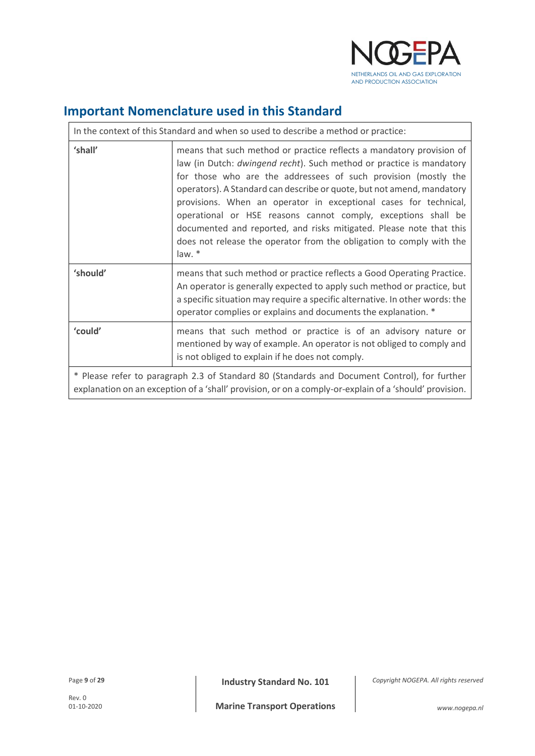## Important Nomenclature used in this Standard

| In the context of this Standard and when so used to describe a method or practice: | |
|---|---|
| **'shall'** | means that such method or practice reflects a mandatory provision of law (in Dutch: *dwingend recht*). Such method or practice is mandatory for those who are the addressees of such provision (mostly the operators). A Standard can describe or quote, but not amend, mandatory provisions. When an operator in exceptional cases for technical, operational or HSE reasons cannot comply, exceptions shall be documented and reported, and risks mitigated. Please note that this does not release the operator from the obligation to comply with the law. * |
| **'should'** | means that such method or practice reflects a Good Operating Practice. An operator is generally expected to apply such method or practice, but a specific situation may require a specific alternative. In other words: the operator complies or explains and documents the explanation. * |
| **'could'** | means that such method or practice is of an advisory nature or mentioned by way of example. An operator is not obliged to comply and is not obliged to explain if he does not comply. |
| * Please refer to paragraph 2.3 of Standard 80 (Standards and Document Control), for further explanation on an exception of a 'shall' provision, or on a comply-or-explain of a 'should' provision. | |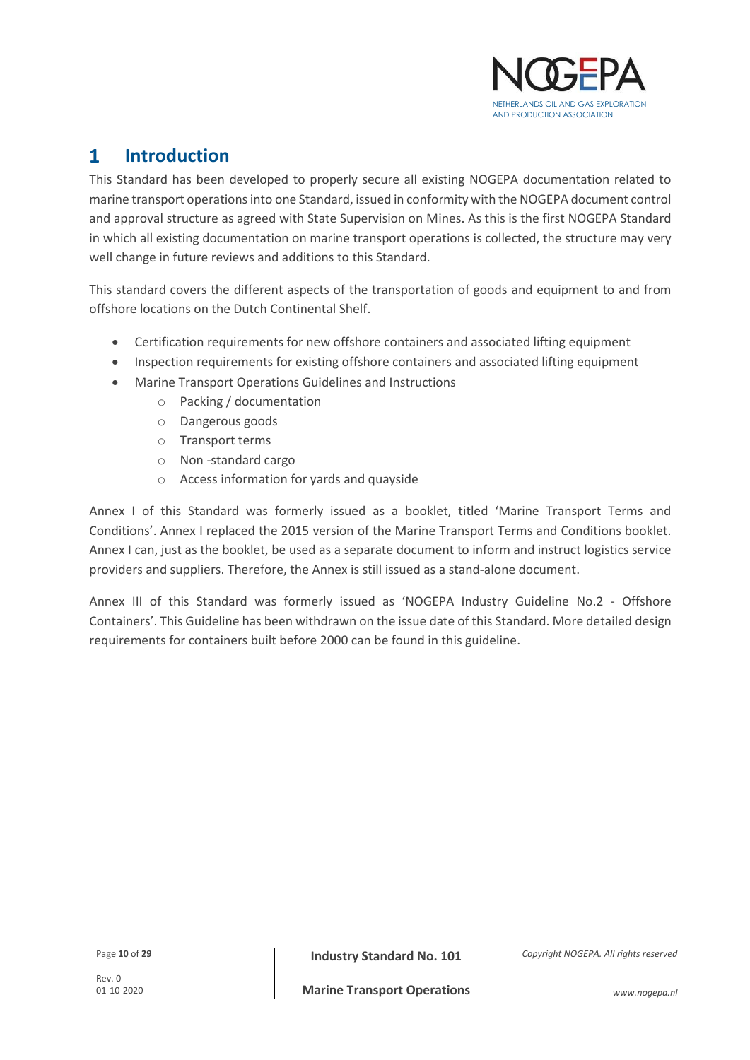# 1 Introduction

This Standard has been developed to properly secure all existing NOGEPA documentation related to marine transport operations into one Standard, issued in conformity with the NOGEPA document control and approval structure as agreed with State Supervision on Mines. As this is the first NOGEPA Standard in which all existing documentation on marine transport operations is collected, the structure may very well change in future reviews and additions to this Standard.

This standard covers the different aspects of the transportation of goods and equipment to and from offshore locations on the Dutch Continental Shelf.

- Certification requirements for new offshore containers and associated lifting equipment
- Inspection requirements for existing offshore containers and associated lifting equipment
- Marine Transport Operations Guidelines and Instructions
  - Packing / documentation
  - Dangerous goods
  - Transport terms
  - Non -standard cargo
  - Access information for yards and quayside

Annex I of this Standard was formerly issued as a booklet, titled 'Marine Transport Terms and Conditions'. Annex I replaced the 2015 version of the Marine Transport Terms and Conditions booklet. Annex I can, just as the booklet, be used as a separate document to inform and instruct logistics service providers and suppliers. Therefore, the Annex is still issued as a stand-alone document.

Annex III of this Standard was formerly issued as 'NOGEPA Industry Guideline No.2 - Offshore Containers'. This Guideline has been withdrawn on the issue date of this Standard. More detailed design requirements for containers built before 2000 can be found in this guideline.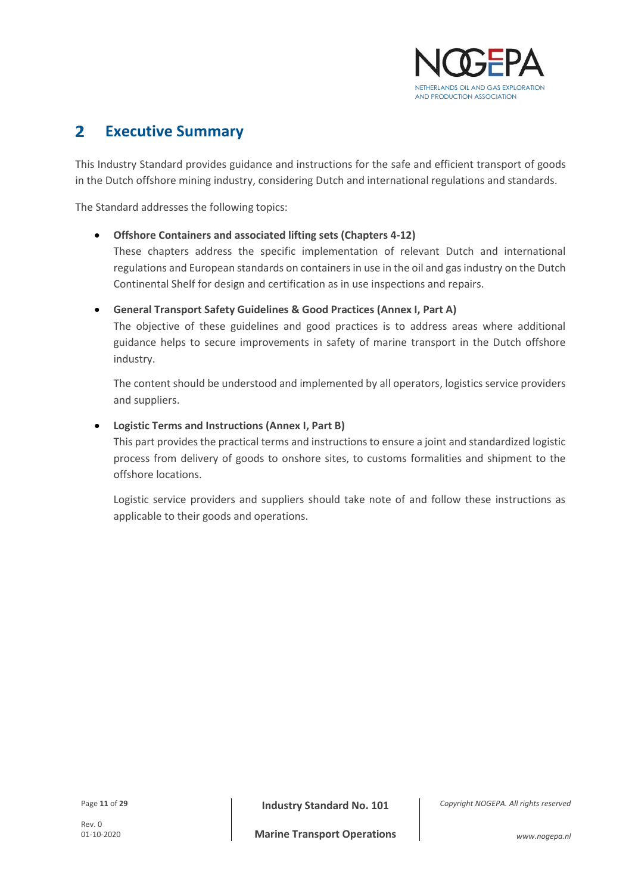## 2 Executive Summary

This Industry Standard provides guidance and instructions for the safe and efficient transport of goods in the Dutch offshore mining industry, considering Dutch and international regulations and standards.

The Standard addresses the following topics:

- **Offshore Containers and associated lifting sets (Chapters 4-12)**
  These chapters address the specific implementation of relevant Dutch and international regulations and European standards on containers in use in the oil and gas industry on the Dutch Continental Shelf for design and certification as in use inspections and repairs.

- **General Transport Safety Guidelines & Good Practices (Annex I, Part A)**
  The objective of these guidelines and good practices is to address areas where additional guidance helps to secure improvements in safety of marine transport in the Dutch offshore industry.

  The content should be understood and implemented by all operators, logistics service providers and suppliers.

- **Logistic Terms and Instructions (Annex I, Part B)**
  This part provides the practical terms and instructions to ensure a joint and standardized logistic process from delivery of goods to onshore sites, to customs formalities and shipment to the offshore locations.

  Logistic service providers and suppliers should take note of and follow these instructions as applicable to their goods and operations.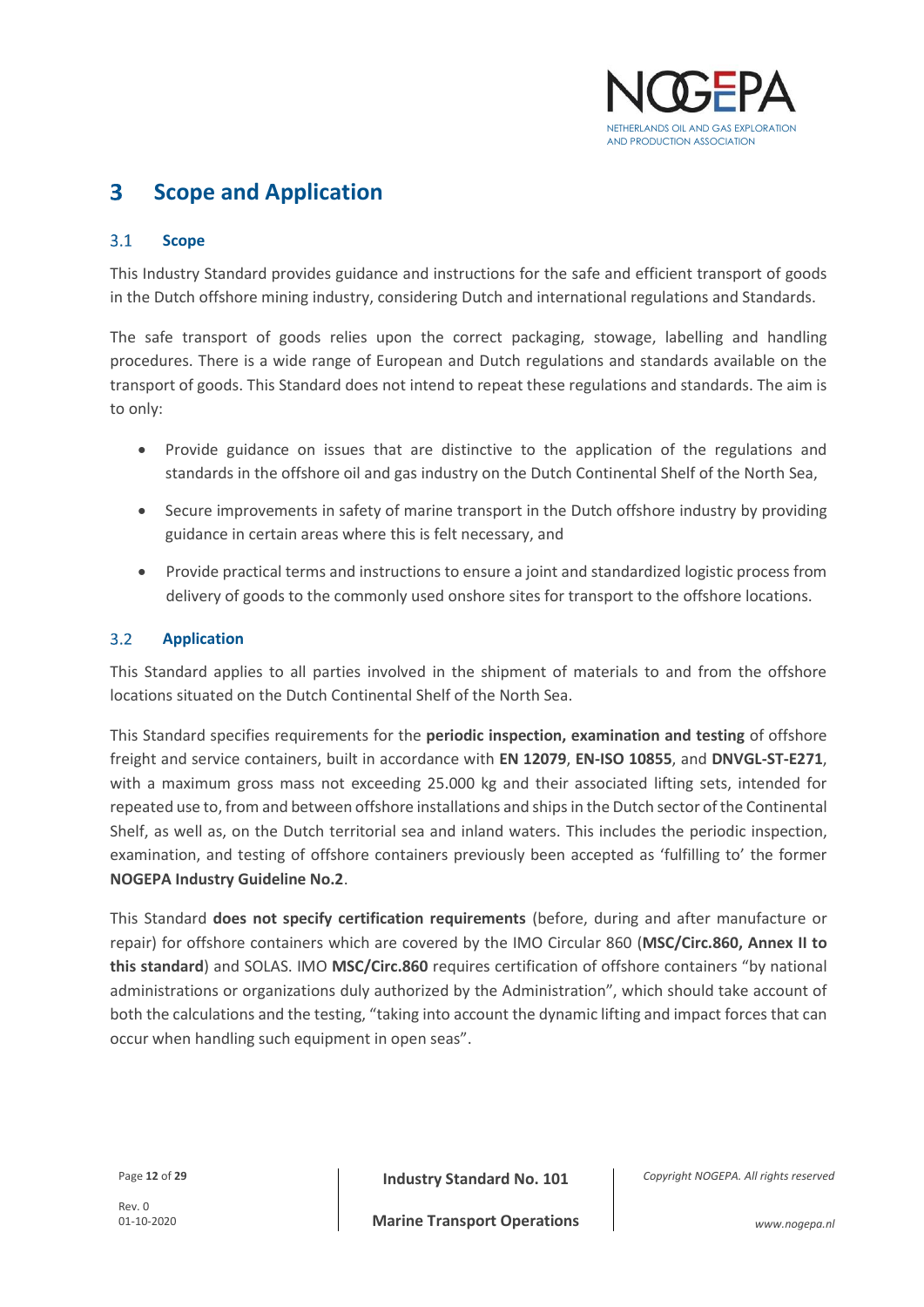# 3 Scope and Application

## 3.1 Scope

This Industry Standard provides guidance and instructions for the safe and efficient transport of goods in the Dutch offshore mining industry, considering Dutch and international regulations and Standards.

The safe transport of goods relies upon the correct packaging, stowage, labelling and handling procedures. There is a wide range of European and Dutch regulations and standards available on the transport of goods. This Standard does not intend to repeat these regulations and standards. The aim is to only:

- Provide guidance on issues that are distinctive to the application of the regulations and standards in the offshore oil and gas industry on the Dutch Continental Shelf of the North Sea,
- Secure improvements in safety of marine transport in the Dutch offshore industry by providing guidance in certain areas where this is felt necessary, and
- Provide practical terms and instructions to ensure a joint and standardized logistic process from delivery of goods to the commonly used onshore sites for transport to the offshore locations.

## 3.2 Application

This Standard applies to all parties involved in the shipment of materials to and from the offshore locations situated on the Dutch Continental Shelf of the North Sea.

This Standard specifies requirements for the **periodic inspection, examination and testing** of offshore freight and service containers, built in accordance with **EN 12079**, **EN-ISO 10855**, and **DNVGL-ST-E271**, with a maximum gross mass not exceeding 25.000 kg and their associated lifting sets, intended for repeated use to, from and between offshore installations and ships in the Dutch sector of the Continental Shelf, as well as, on the Dutch territorial sea and inland waters. This includes the periodic inspection, examination, and testing of offshore containers previously been accepted as 'fulfilling to' the former **NOGEPA Industry Guideline No.2**.

This Standard **does not specify certification requirements** (before, during and after manufacture or repair) for offshore containers which are covered by the IMO Circular 860 (**MSC/Circ.860, Annex II to this standard**) and SOLAS. IMO **MSC/Circ.860** requires certification of offshore containers "by national administrations or organizations duly authorized by the Administration", which should take account of both the calculations and the testing, "taking into account the dynamic lifting and impact forces that can occur when handling such equipment in open seas".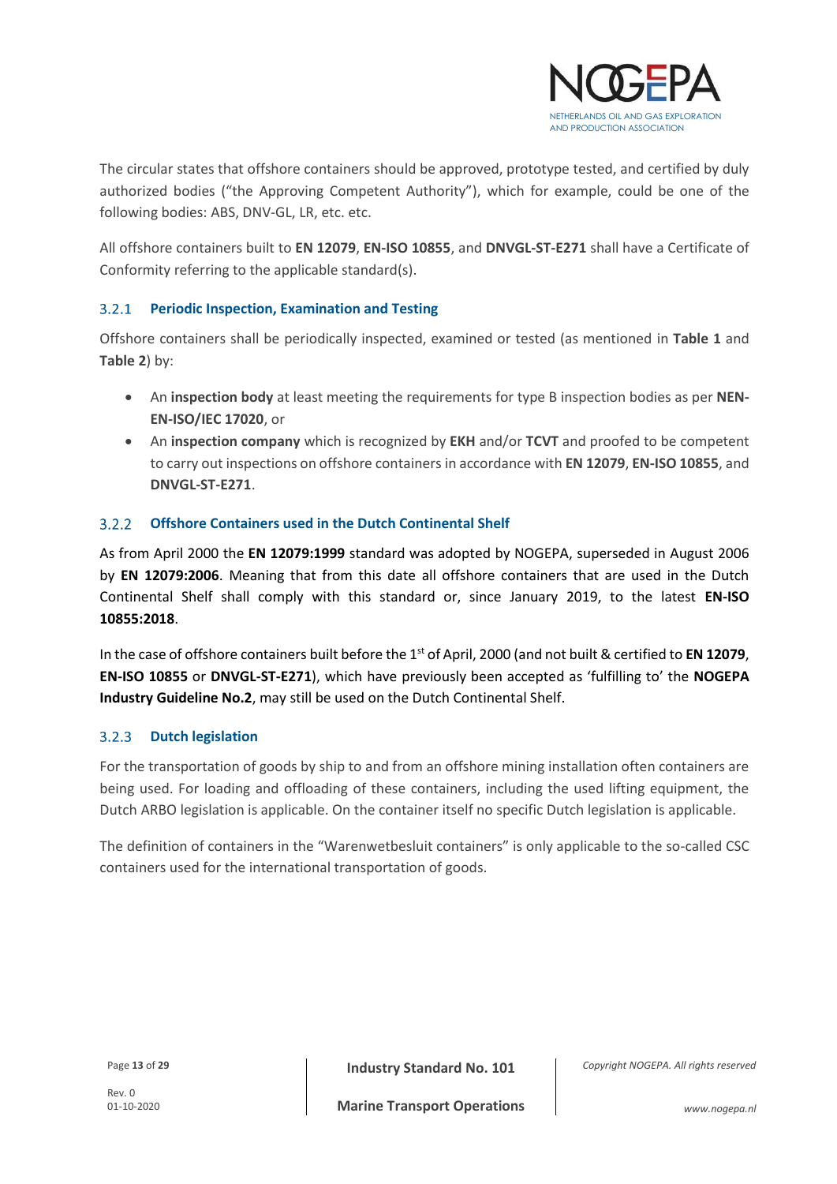The circular states that offshore containers should be approved, prototype tested, and certified by duly authorized bodies ("the Approving Competent Authority"), which for example, could be one of the following bodies: ABS, DNV-GL, LR, etc. etc.

All offshore containers built to **EN 12079**, **EN-ISO 10855**, and **DNVGL-ST-E271** shall have a Certificate of Conformity referring to the applicable standard(s).

### 3.2.1 Periodic Inspection, Examination and Testing

Offshore containers shall be periodically inspected, examined or tested (as mentioned in **Table 1** and **Table 2**) by:

- An **inspection body** at least meeting the requirements for type B inspection bodies as per **NEN-EN-ISO/IEC 17020**, or
- An **inspection company** which is recognized by **EKH** and/or **TCVT** and proofed to be competent to carry out inspections on offshore containers in accordance with **EN 12079**, **EN-ISO 10855**, and **DNVGL-ST-E271**.

### 3.2.2 Offshore Containers used in the Dutch Continental Shelf

As from April 2000 the **EN 12079:1999** standard was adopted by NOGEPA, superseded in August 2006 by **EN 12079:2006**. Meaning that from this date all offshore containers that are used in the Dutch Continental Shelf shall comply with this standard or, since January 2019, to the latest **EN-ISO 10855:2018**.

In the case of offshore containers built before the 1st of April, 2000 (and not built & certified to **EN 12079**, **EN-ISO 10855** or **DNVGL-ST-E271**), which have previously been accepted as 'fulfilling to' the **NOGEPA Industry Guideline No.2**, may still be used on the Dutch Continental Shelf.

### 3.2.3 Dutch legislation

For the transportation of goods by ship to and from an offshore mining installation often containers are being used. For loading and offloading of these containers, including the used lifting equipment, the Dutch ARBO legislation is applicable. On the container itself no specific Dutch legislation is applicable.

The definition of containers in the "Warenwetbesluit containers" is only applicable to the so-called CSC containers used for the international transportation of goods.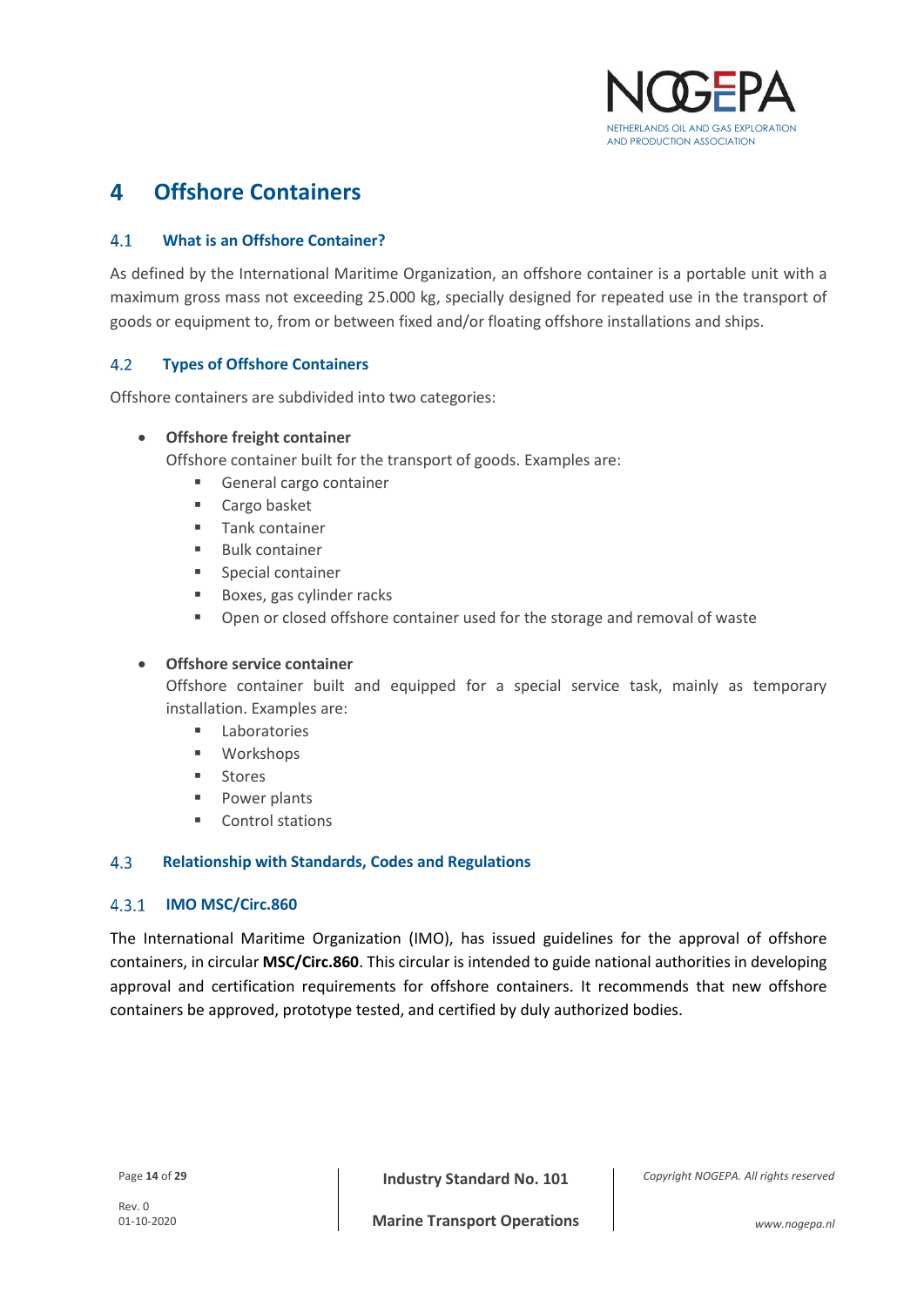# 4 Offshore Containers

## 4.1 What is an Offshore Container?

As defined by the International Maritime Organization, an offshore container is a portable unit with a maximum gross mass not exceeding 25.000 kg, specially designed for repeated use in the transport of goods or equipment to, from or between fixed and/or floating offshore installations and ships.

## 4.2 Types of Offshore Containers

Offshore containers are subdivided into two categories:

- **Offshore freight container**
  Offshore container built for the transport of goods. Examples are:
  - General cargo container
  - Cargo basket
  - Tank container
  - Bulk container
  - Special container
  - Boxes, gas cylinder racks
  - Open or closed offshore container used for the storage and removal of waste

- **Offshore service container**
  Offshore container built and equipped for a special service task, mainly as temporary installation. Examples are:
  - Laboratories
  - Workshops
  - Stores
  - Power plants
  - Control stations

## 4.3 Relationship with Standards, Codes and Regulations

### 4.3.1 IMO MSC/Circ.860

The International Maritime Organization (IMO), has issued guidelines for the approval of offshore containers, in circular **MSC/Circ.860**. This circular is intended to guide national authorities in developing approval and certification requirements for offshore containers. It recommends that new offshore containers be approved, prototype tested, and certified by duly authorized bodies.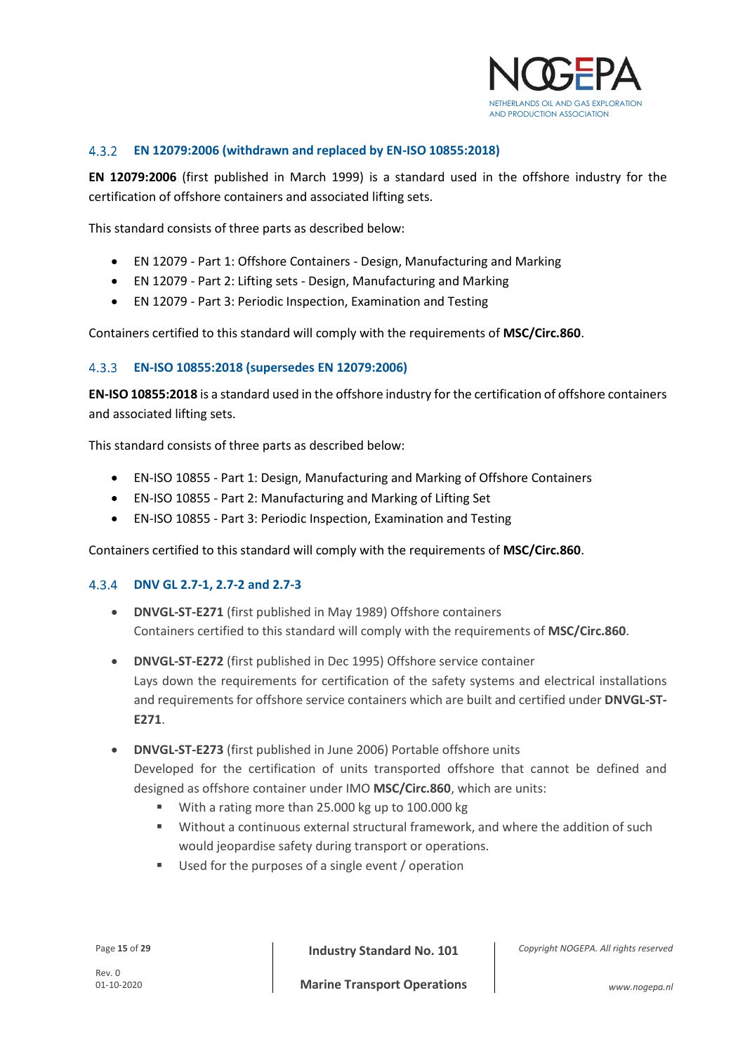### 4.3.2 EN 12079:2006 (withdrawn and replaced by EN-ISO 10855:2018)

**EN 12079:2006** (first published in March 1999) is a standard used in the offshore industry for the certification of offshore containers and associated lifting sets.

This standard consists of three parts as described below:

- EN 12079 - Part 1: Offshore Containers - Design, Manufacturing and Marking
- EN 12079 - Part 2: Lifting sets - Design, Manufacturing and Marking
- EN 12079 - Part 3: Periodic Inspection, Examination and Testing

Containers certified to this standard will comply with the requirements of **MSC/Circ.860**.

### 4.3.3 EN-ISO 10855:2018 (supersedes EN 12079:2006)

**EN-ISO 10855:2018** is a standard used in the offshore industry for the certification of offshore containers and associated lifting sets.

This standard consists of three parts as described below:

- EN-ISO 10855 - Part 1: Design, Manufacturing and Marking of Offshore Containers
- EN-ISO 10855 - Part 2: Manufacturing and Marking of Lifting Set
- EN-ISO 10855 - Part 3: Periodic Inspection, Examination and Testing

Containers certified to this standard will comply with the requirements of **MSC/Circ.860**.

### 4.3.4 DNV GL 2.7-1, 2.7-2 and 2.7-3

- **DNVGL-ST-E271** (first published in May 1989) Offshore containers
  Containers certified to this standard will comply with the requirements of **MSC/Circ.860**.

- **DNVGL-ST-E272** (first published in Dec 1995) Offshore service container
  Lays down the requirements for certification of the safety systems and electrical installations and requirements for offshore service containers which are built and certified under **DNVGL-ST-E271**.

- **DNVGL-ST-E273** (first published in June 2006) Portable offshore units
  Developed for the certification of units transported offshore that cannot be defined and designed as offshore container under IMO **MSC/Circ.860**, which are units:
  - With a rating more than 25.000 kg up to 100.000 kg
  - Without a continuous external structural framework, and where the addition of such would jeopardise safety during transport or operations.
  - Used for the purposes of a single event / operation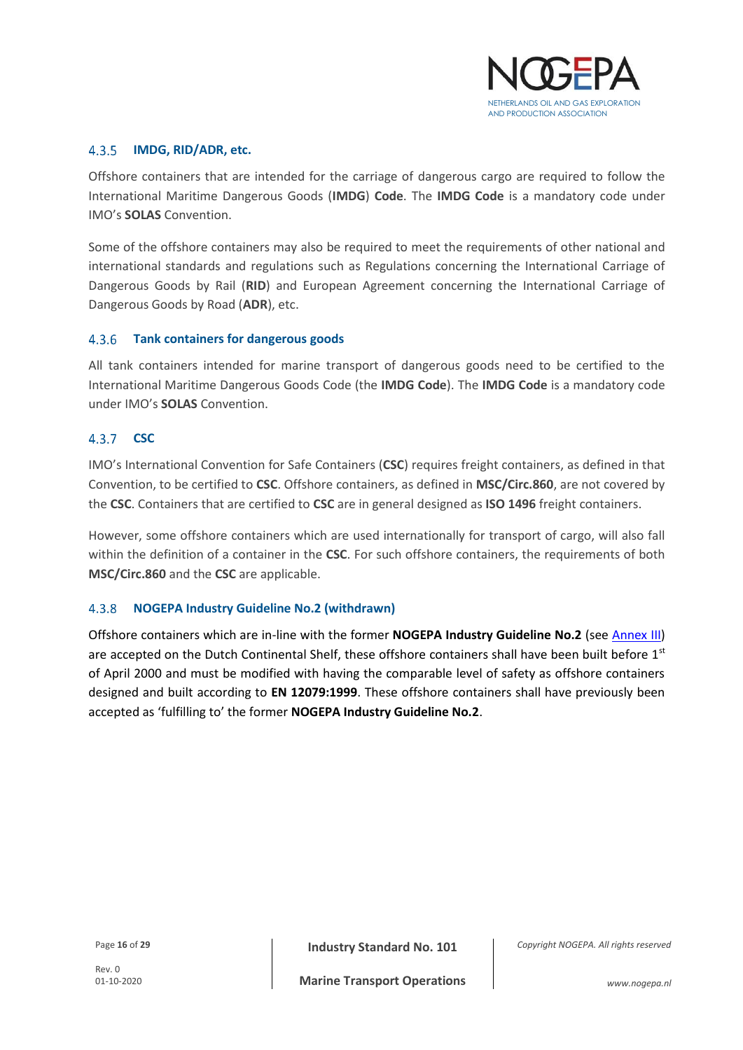### 4.3.5 IMDG, RID/ADR, etc.

Offshore containers that are intended for the carriage of dangerous cargo are required to follow the International Maritime Dangerous Goods (**IMDG**) **Code**. The **IMDG Code** is a mandatory code under IMO's **SOLAS** Convention.

Some of the offshore containers may also be required to meet the requirements of other national and international standards and regulations such as Regulations concerning the International Carriage of Dangerous Goods by Rail (**RID**) and European Agreement concerning the International Carriage of Dangerous Goods by Road (**ADR**), etc.

### 4.3.6 Tank containers for dangerous goods

All tank containers intended for marine transport of dangerous goods need to be certified to the International Maritime Dangerous Goods Code (the **IMDG Code**). The **IMDG Code** is a mandatory code under IMO's **SOLAS** Convention.

### 4.3.7 CSC

IMO's International Convention for Safe Containers (**CSC**) requires freight containers, as defined in that Convention, to be certified to **CSC**. Offshore containers, as defined in **MSC/Circ.860**, are not covered by the **CSC**. Containers that are certified to **CSC** are in general designed as **ISO 1496** freight containers.

However, some offshore containers which are used internationally for transport of cargo, will also fall within the definition of a container in the **CSC**. For such offshore containers, the requirements of both **MSC/Circ.860** and the **CSC** are applicable.

### 4.3.8 NOGEPA Industry Guideline No.2 (withdrawn)

Offshore containers which are in-line with the former **NOGEPA Industry Guideline No.2** (see Annex III) are accepted on the Dutch Continental Shelf, these offshore containers shall have been built before 1st of April 2000 and must be modified with having the comparable level of safety as offshore containers designed and built according to **EN 12079:1999**. These offshore containers shall have previously been accepted as 'fulfilling to' the former **NOGEPA Industry Guideline No.2**.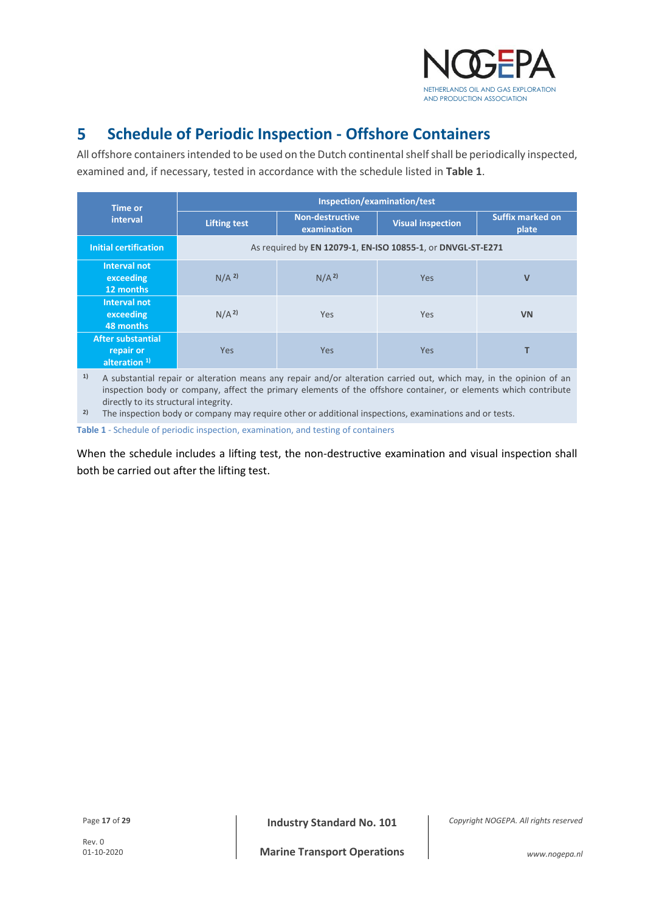## 5 Schedule of Periodic Inspection - Offshore Containers

All offshore containers intended to be used on the Dutch continental shelf shall be periodically inspected, examined and, if necessary, tested in accordance with the schedule listed in **Table 1**.

| Time or interval | Inspection/examination/test | | | |
|---|---|---|---|---|
| | Lifting test | Non-destructive examination | Visual inspection | Suffix marked on plate |
| **Initial certification** | As required by **EN 12079-1**, **EN-ISO 10855-1**, or **DNVGL-ST-E271** | | | |
| **Interval not exceeding 12 months** | N/A [2] | N/A [2] | Yes | **V** |
| **Interval not exceeding 48 months** | N/A [2] | Yes | Yes | **VN** |
| **After substantial repair or alteration [1]** | Yes | Yes | Yes | **T** |

[1] A substantial repair or alteration means any repair and/or alteration carried out, which may, in the opinion of an inspection body or company, affect the primary elements of the offshore container, or elements which contribute directly to its structural integrity.

[2] The inspection body or company may require other or additional inspections, examinations and or tests.

**Table 1** - Schedule of periodic inspection, examination, and testing of containers

When the schedule includes a lifting test, the non-destructive examination and visual inspection shall both be carried out after the lifting test.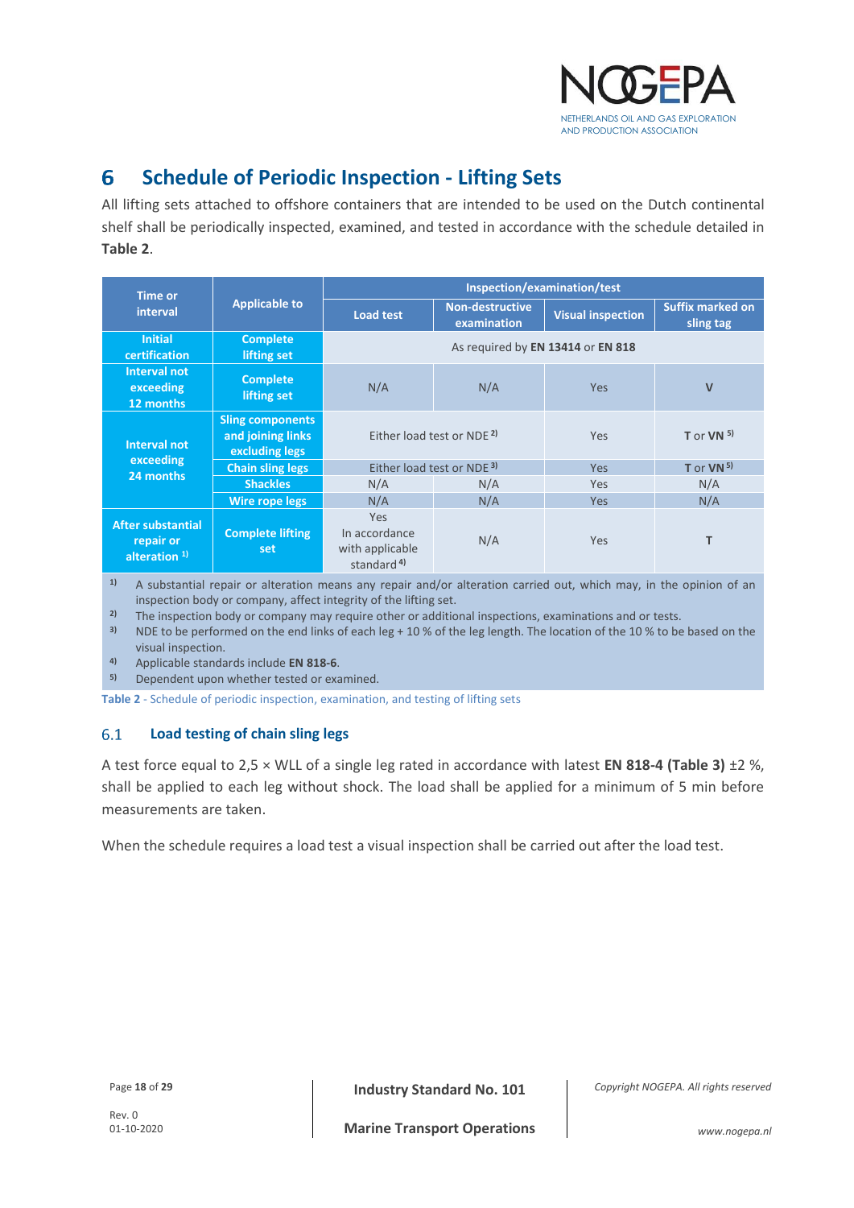# 6 Schedule of Periodic Inspection - Lifting Sets

All lifting sets attached to offshore containers that are intended to be used on the Dutch continental shelf shall be periodically inspected, examined, and tested in accordance with the schedule detailed in **Table 2**.

| Time or interval | Applicable to | Inspection/examination/test | | | |
|---|---|---|---|---|---|
| | | Load test | Non-destructive examination | Visual inspection | Suffix marked on sling tag |
| Initial certification | Complete lifting set | As required by **EN 13414** or **EN 818** | | | |
| Interval not exceeding 12 months | Complete lifting set | N/A | N/A | Yes | **V** |
| Interval not exceeding 24 months | Sling components and joining links excluding legs | Either load test or NDE [2] | | Yes | **T** or **VN** [5] |
| | Chain sling legs | Either load test or NDE [3] | | Yes | **T** or **VN** [5] |
| | Shackles | N/A | N/A | Yes | N/A |
| | Wire rope legs | N/A | N/A | Yes | N/A |
| After substantial repair or alteration [1] | Complete lifting set | Yes In accordance with applicable standard [4] | N/A | Yes | **T** |

[1] A substantial repair or alteration means any repair and/or alteration carried out, which may, in the opinion of an inspection body or company, affect integrity of the lifting set.
[2] The inspection body or company may require other or additional inspections, examinations and or tests.
[3] NDE to be performed on the end links of each leg + 10 % of the leg length. The location of the 10 % to be based on the visual inspection.
[4] Applicable standards include **EN 818-6**.
[5] Dependent upon whether tested or examined.

**Table 2** - Schedule of periodic inspection, examination, and testing of lifting sets

## 6.1 Load testing of chain sling legs

A test force equal to 2,5 × WLL of a single leg rated in accordance with latest **EN 818-4 (Table 3)** ±2 %, shall be applied to each leg without shock. The load shall be applied for a minimum of 5 min before measurements are taken.

When the schedule requires a load test a visual inspection shall be carried out after the load test.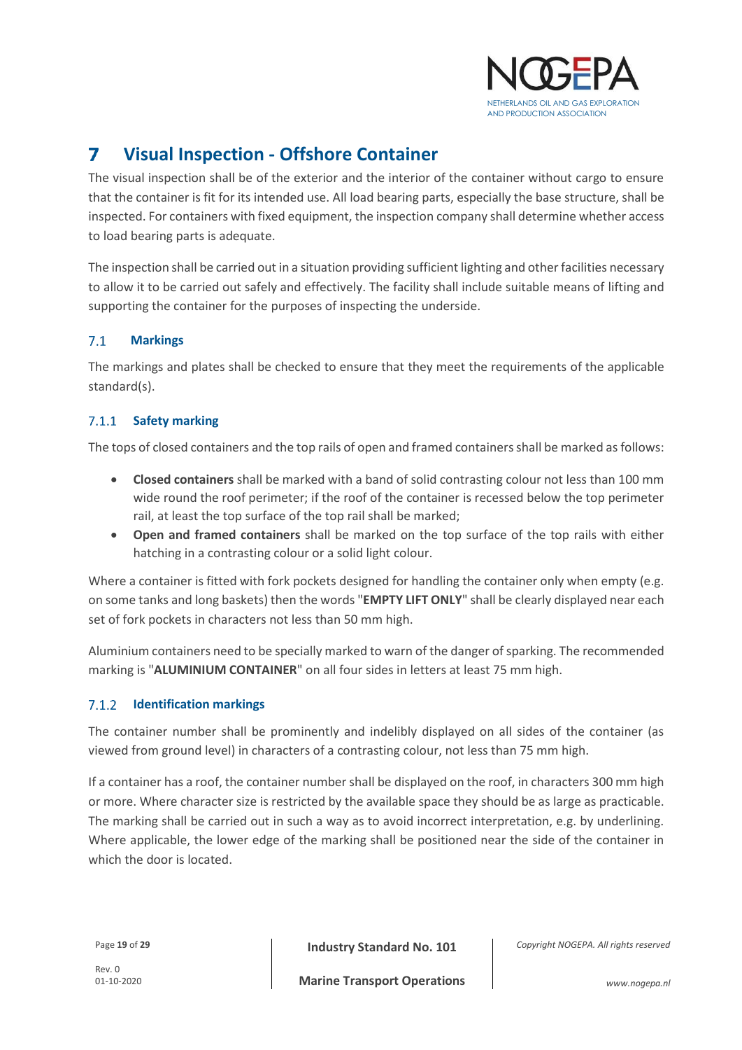# 7 Visual Inspection - Offshore Container

The visual inspection shall be of the exterior and the interior of the container without cargo to ensure that the container is fit for its intended use. All load bearing parts, especially the base structure, shall be inspected. For containers with fixed equipment, the inspection company shall determine whether access to load bearing parts is adequate.

The inspection shall be carried out in a situation providing sufficient lighting and other facilities necessary to allow it to be carried out safely and effectively. The facility shall include suitable means of lifting and supporting the container for the purposes of inspecting the underside.

## 7.1 Markings

The markings and plates shall be checked to ensure that they meet the requirements of the applicable standard(s).

### 7.1.1 Safety marking

The tops of closed containers and the top rails of open and framed containers shall be marked as follows:

- **Closed containers** shall be marked with a band of solid contrasting colour not less than 100 mm wide round the roof perimeter; if the roof of the container is recessed below the top perimeter rail, at least the top surface of the top rail shall be marked;
- **Open and framed containers** shall be marked on the top surface of the top rails with either hatching in a contrasting colour or a solid light colour.

Where a container is fitted with fork pockets designed for handling the container only when empty (e.g. on some tanks and long baskets) then the words "**EMPTY LIFT ONLY**" shall be clearly displayed near each set of fork pockets in characters not less than 50 mm high.

Aluminium containers need to be specially marked to warn of the danger of sparking. The recommended marking is "**ALUMINIUM CONTAINER**" on all four sides in letters at least 75 mm high.

### 7.1.2 Identification markings

The container number shall be prominently and indelibly displayed on all sides of the container (as viewed from ground level) in characters of a contrasting colour, not less than 75 mm high.

If a container has a roof, the container number shall be displayed on the roof, in characters 300 mm high or more. Where character size is restricted by the available space they should be as large as practicable. The marking shall be carried out in such a way as to avoid incorrect interpretation, e.g. by underlining. Where applicable, the lower edge of the marking shall be positioned near the side of the container in which the door is located.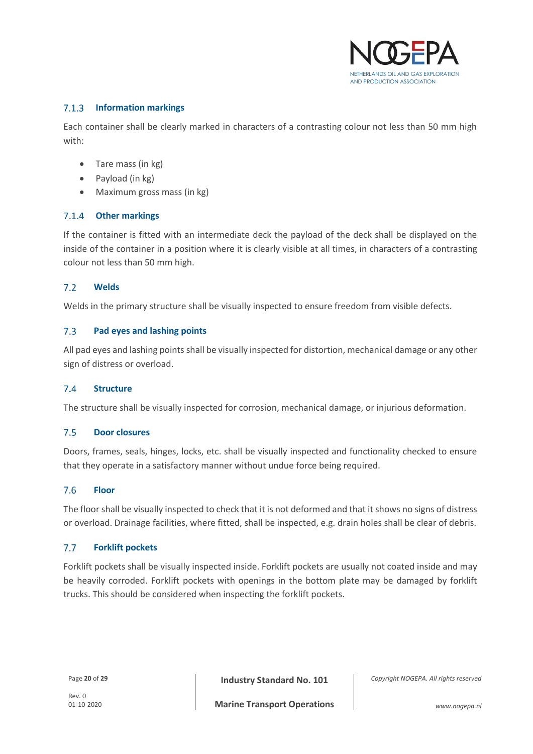### 7.1.3 Information markings

Each container shall be clearly marked in characters of a contrasting colour not less than 50 mm high with:

- Tare mass (in kg)
- Payload (in kg)
- Maximum gross mass (in kg)

### 7.1.4 Other markings

If the container is fitted with an intermediate deck the payload of the deck shall be displayed on the inside of the container in a position where it is clearly visible at all times, in characters of a contrasting colour not less than 50 mm high.

## 7.2 Welds

Welds in the primary structure shall be visually inspected to ensure freedom from visible defects.

## 7.3 Pad eyes and lashing points

All pad eyes and lashing points shall be visually inspected for distortion, mechanical damage or any other sign of distress or overload.

## 7.4 Structure

The structure shall be visually inspected for corrosion, mechanical damage, or injurious deformation.

## 7.5 Door closures

Doors, frames, seals, hinges, locks, etc. shall be visually inspected and functionality checked to ensure that they operate in a satisfactory manner without undue force being required.

## 7.6 Floor

The floor shall be visually inspected to check that it is not deformed and that it shows no signs of distress or overload. Drainage facilities, where fitted, shall be inspected, e.g. drain holes shall be clear of debris.

## 7.7 Forklift pockets

Forklift pockets shall be visually inspected inside. Forklift pockets are usually not coated inside and may be heavily corroded. Forklift pockets with openings in the bottom plate may be damaged by forklift trucks. This should be considered when inspecting the forklift pockets.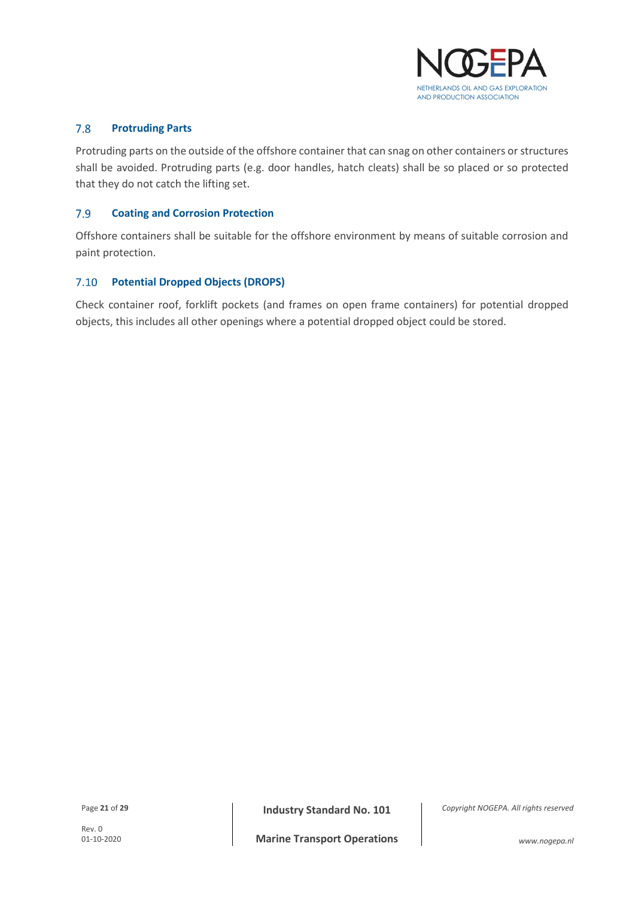## 7.8 Protruding Parts

Protruding parts on the outside of the offshore container that can snag on other containers or structures shall be avoided. Protruding parts (e.g. door handles, hatch cleats) shall be so placed or so protected that they do not catch the lifting set.

## 7.9 Coating and Corrosion Protection

Offshore containers shall be suitable for the offshore environment by means of suitable corrosion and paint protection.

## 7.10 Potential Dropped Objects (DROPS)

Check container roof, forklift pockets (and frames on open frame containers) for potential dropped objects, this includes all other openings where a potential dropped object could be stored.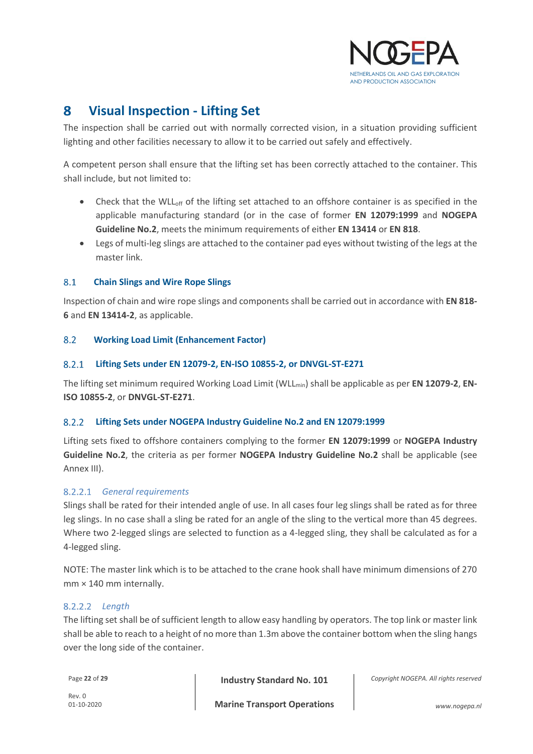# 8 Visual Inspection - Lifting Set

The inspection shall be carried out with normally corrected vision, in a situation providing sufficient lighting and other facilities necessary to allow it to be carried out safely and effectively.

A competent person shall ensure that the lifting set has been correctly attached to the container. This shall include, but not limited to:

- Check that the $WLL_{off}$ of the lifting set attached to an offshore container is as specified in the applicable manufacturing standard (or in the case of former **EN 12079:1999** and **NOGEPA Guideline No.2**, meets the minimum requirements of either **EN 13414** or **EN 818**.
- Legs of multi-leg slings are attached to the container pad eyes without twisting of the legs at the master link.

## 8.1 Chain Slings and Wire Rope Slings

Inspection of chain and wire rope slings and components shall be carried out in accordance with **EN 818-6** and **EN 13414-2**, as applicable.

## 8.2 Working Load Limit (Enhancement Factor)

### 8.2.1 Lifting Sets under EN 12079-2, EN-ISO 10855-2, or DNVGL-ST-E271

The lifting set minimum required Working Load Limit ($WLL_{min}$) shall be applicable as per **EN 12079-2**, **EN-ISO 10855-2**, or **DNVGL-ST-E271**.

### 8.2.2 Lifting Sets under NOGEPA Industry Guideline No.2 and EN 12079:1999

Lifting sets fixed to offshore containers complying to the former **EN 12079:1999** or **NOGEPA Industry Guideline No.2**, the criteria as per former **NOGEPA Industry Guideline No.2** shall be applicable (see Annex III).

#### 8.2.2.1 *General requirements*

Slings shall be rated for their intended angle of use. In all cases four leg slings shall be rated as for three leg slings. In no case shall a sling be rated for an angle of the sling to the vertical more than 45 degrees. Where two 2-legged slings are selected to function as a 4-legged sling, they shall be calculated as for a 4-legged sling.

NOTE: The master link which is to be attached to the crane hook shall have minimum dimensions of 270 mm × 140 mm internally.

#### 8.2.2.2 *Length*

The lifting set shall be of sufficient length to allow easy handling by operators. The top link or master link shall be able to reach to a height of no more than 1.3m above the container bottom when the sling hangs over the long side of the container.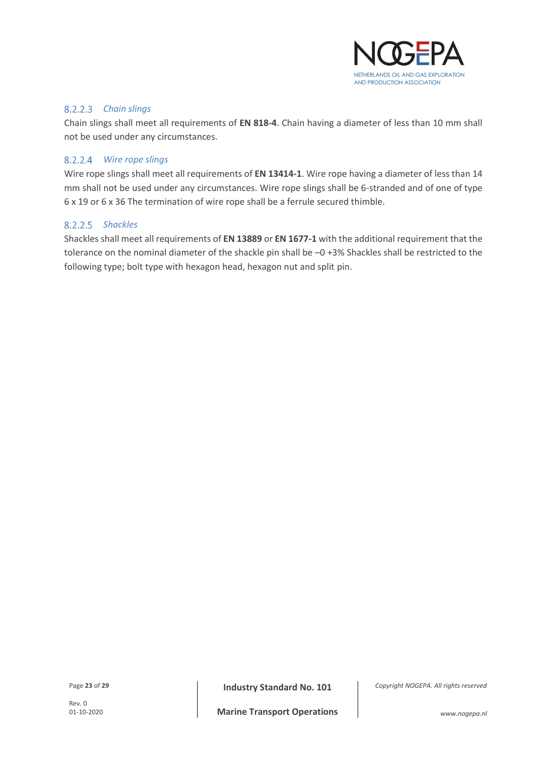#### 8.2.2.3 *Chain slings*

Chain slings shall meet all requirements of **EN 818-4**. Chain having a diameter of less than 10 mm shall not be used under any circumstances.

#### 8.2.2.4 *Wire rope slings*

Wire rope slings shall meet all requirements of **EN 13414-1**. Wire rope having a diameter of less than 14 mm shall not be used under any circumstances. Wire rope slings shall be 6-stranded and of one of type 6 x 19 or 6 x 36 The termination of wire rope shall be a ferrule secured thimble.

#### 8.2.2.5 *Shackles*

Shackles shall meet all requirements of **EN 13889** or **EN 1677-1** with the additional requirement that the tolerance on the nominal diameter of the shackle pin shall be –0 +3% Shackles shall be restricted to the following type; bolt type with hexagon head, hexagon nut and split pin.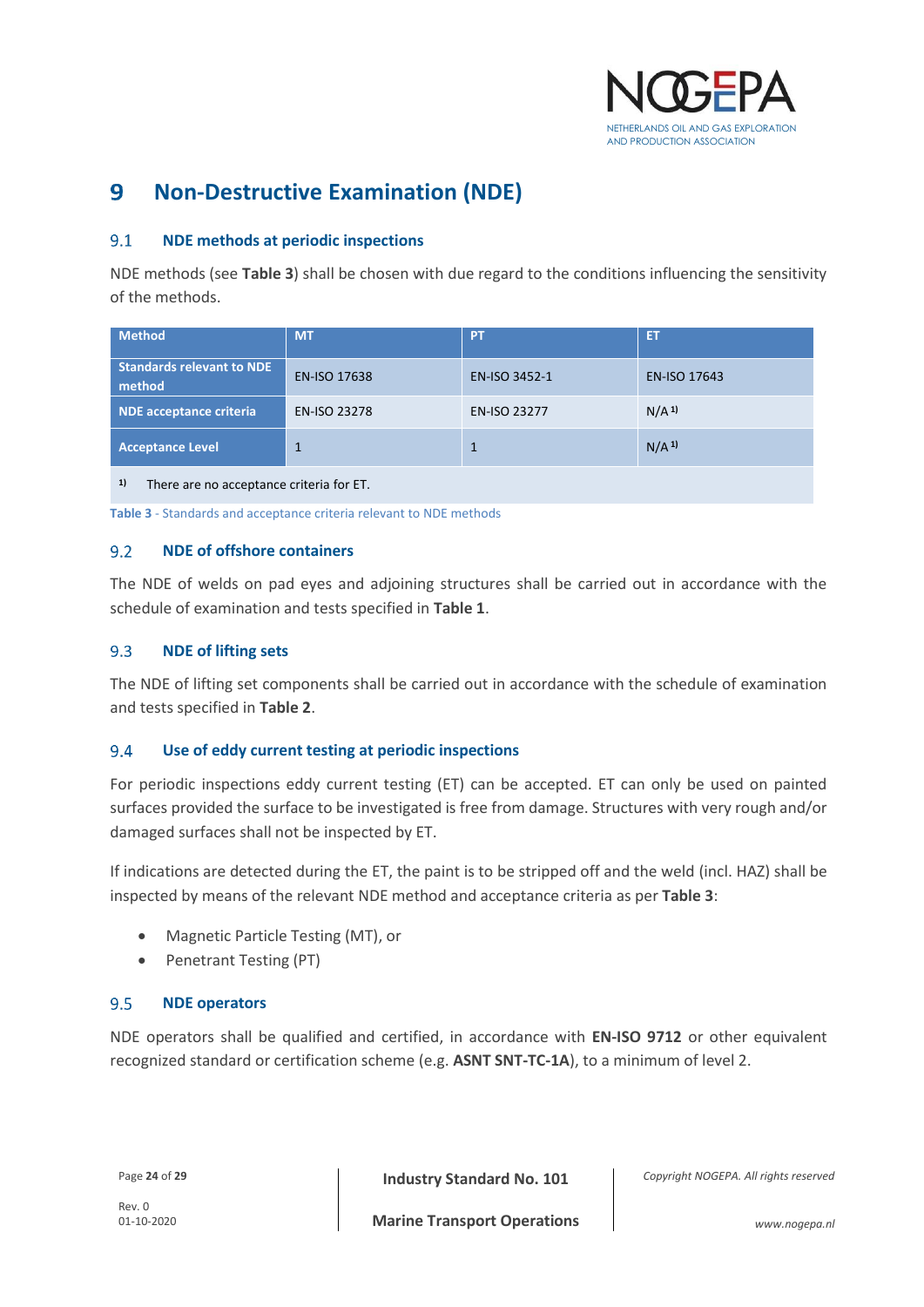# 9 Non-Destructive Examination (NDE)

## 9.1 NDE methods at periodic inspections

NDE methods (see **Table 3**) shall be chosen with due regard to the conditions influencing the sensitivity of the methods.

| Method | MT | PT | ET |
|---|---|---|---|
| Standards relevant to NDE method | EN-ISO 17638 | EN-ISO 3452-1 | EN-ISO 17643 |
| NDE acceptance criteria | EN-ISO 23278 | EN-ISO 23277 | N/A [1] |
| Acceptance Level | 1 | 1 | N/A [1] |

[1] There are no acceptance criteria for ET.

**Table 3** - Standards and acceptance criteria relevant to NDE methods

## 9.2 NDE of offshore containers

The NDE of welds on pad eyes and adjoining structures shall be carried out in accordance with the schedule of examination and tests specified in **Table 1**.

## 9.3 NDE of lifting sets

The NDE of lifting set components shall be carried out in accordance with the schedule of examination and tests specified in **Table 2**.

## 9.4 Use of eddy current testing at periodic inspections

For periodic inspections eddy current testing (ET) can be accepted. ET can only be used on painted surfaces provided the surface to be investigated is free from damage. Structures with very rough and/or damaged surfaces shall not be inspected by ET.

If indications are detected during the ET, the paint is to be stripped off and the weld (incl. HAZ) shall be inspected by means of the relevant NDE method and acceptance criteria as per **Table 3**:

- Magnetic Particle Testing (MT), or
- Penetrant Testing (PT)

## 9.5 NDE operators

NDE operators shall be qualified and certified, in accordance with **EN-ISO 9712** or other equivalent recognized standard or certification scheme (e.g. **ASNT SNT-TC-1A**), to a minimum of level 2.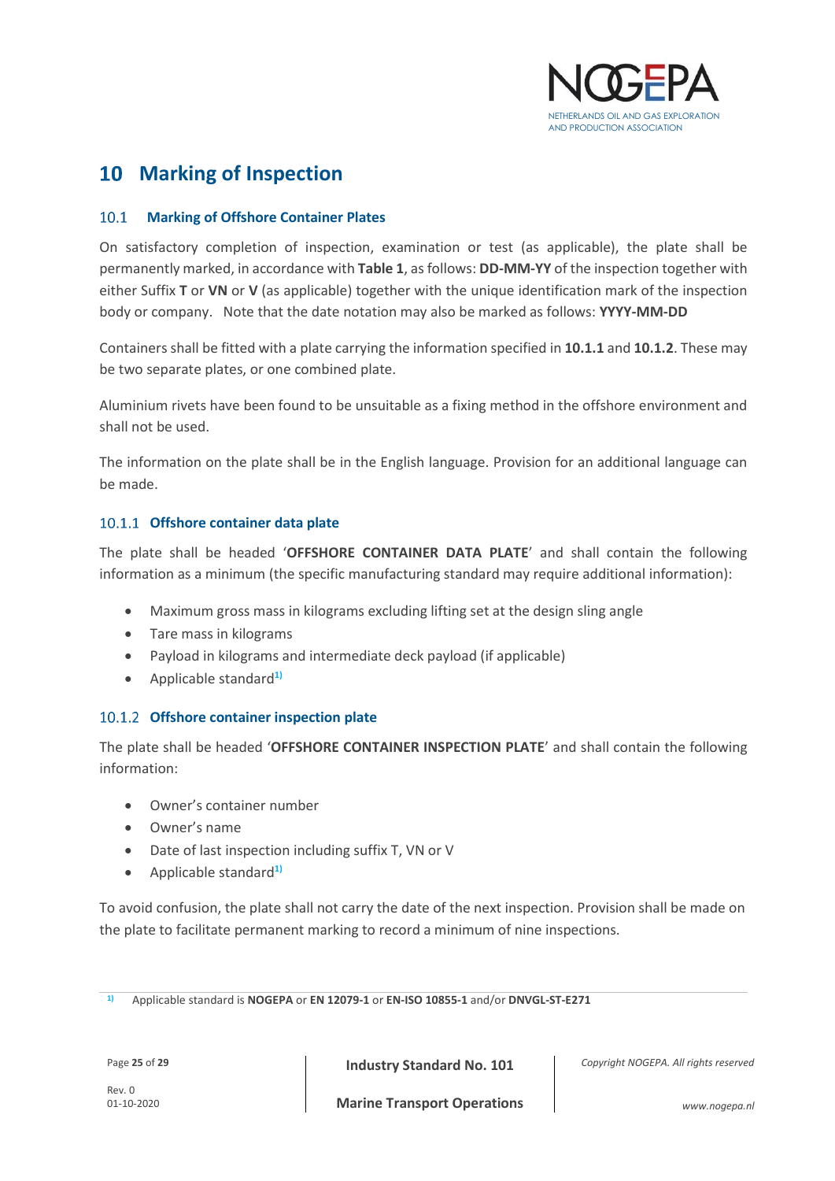# 10 Marking of Inspection

## 10.1 Marking of Offshore Container Plates

On satisfactory completion of inspection, examination or test (as applicable), the plate shall be permanently marked, in accordance with **Table 1**, as follows: **DD-MM-YY** of the inspection together with either Suffix **T** or **VN** or **V** (as applicable) together with the unique identification mark of the inspection body or company. Note that the date notation may also be marked as follows: **YYYY-MM-DD**

Containers shall be fitted with a plate carrying the information specified in **10.1.1** and **10.1.2**. These may be two separate plates, or one combined plate.

Aluminium rivets have been found to be unsuitable as a fixing method in the offshore environment and shall not be used.

The information on the plate shall be in the English language. Provision for an additional language can be made.

### 10.1.1 Offshore container data plate

The plate shall be headed '**OFFSHORE CONTAINER DATA PLATE**' and shall contain the following information as a minimum (the specific manufacturing standard may require additional information):

- Maximum gross mass in kilograms excluding lifting set at the design sling angle
- Tare mass in kilograms
- Payload in kilograms and intermediate deck payload (if applicable)
- Applicable standard[1)]

### 10.1.2 Offshore container inspection plate

The plate shall be headed '**OFFSHORE CONTAINER INSPECTION PLATE**' and shall contain the following information:

- Owner's container number
- Owner's name
- Date of last inspection including suffix T, VN or V
- Applicable standard[1)]

To avoid confusion, the plate shall not carry the date of the next inspection. Provision shall be made on the plate to facilitate permanent marking to record a minimum of nine inspections.

---

[1)] Applicable standard is **NOGEPA** or **EN 12079-1** or **EN-ISO 10855-1** and/or **DNVGL-ST-E271**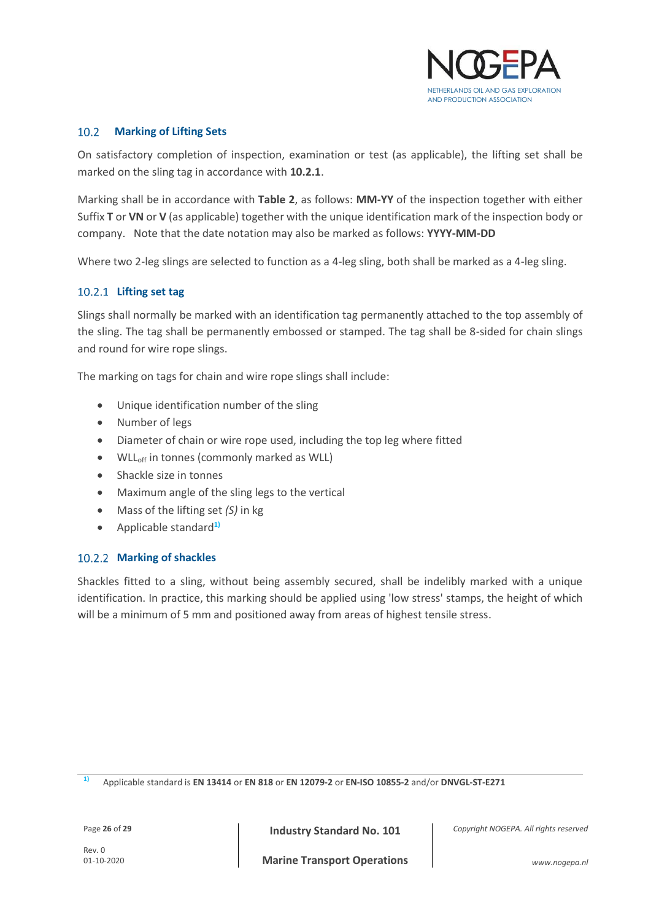## 10.2 Marking of Lifting Sets

On satisfactory completion of inspection, examination or test (as applicable), the lifting set shall be marked on the sling tag in accordance with **10.2.1**.

Marking shall be in accordance with **Table 2**, as follows: **MM-YY** of the inspection together with either Suffix **T** or **VN** or **V** (as applicable) together with the unique identification mark of the inspection body or company. Note that the date notation may also be marked as follows: **YYYY-MM-DD**

Where two 2-leg slings are selected to function as a 4-leg sling, both shall be marked as a 4-leg sling.

### 10.2.1 Lifting set tag

Slings shall normally be marked with an identification tag permanently attached to the top assembly of the sling. The tag shall be permanently embossed or stamped. The tag shall be 8-sided for chain slings and round for wire rope slings.

The marking on tags for chain and wire rope slings shall include:

- Unique identification number of the sling
- Number of legs
- Diameter of chain or wire rope used, including the top leg where fitted
- $WLL_{off}$ in tonnes (commonly marked as WLL)
- Shackle size in tonnes
- Maximum angle of the sling legs to the vertical
- Mass of the lifting set *(S)* in kg
- Applicable standard[1)]

### 10.2.2 Marking of shackles

Shackles fitted to a sling, without being assembly secured, shall be indelibly marked with a unique identification. In practice, this marking should be applied using 'low stress' stamps, the height of which will be a minimum of 5 mm and positioned away from areas of highest tensile stress.

---

[1)] Applicable standard is **EN 13414** or **EN 818** or **EN 12079-2** or **EN-ISO 10855-2** and/or **DNVGL-ST-E271**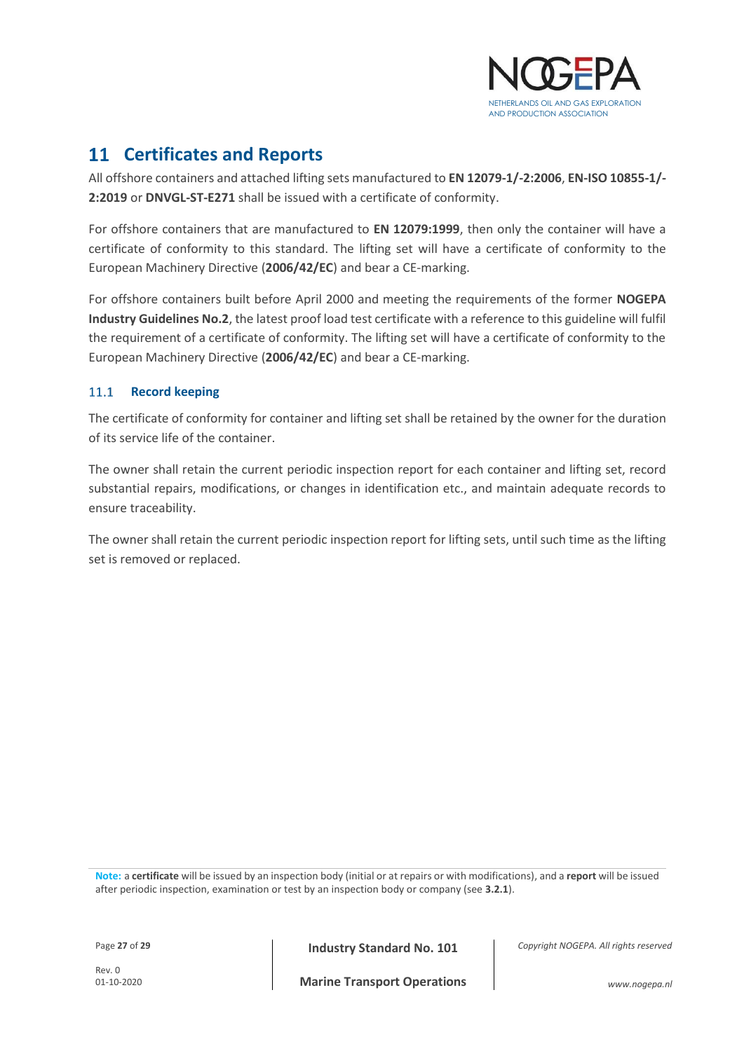# 11 Certificates and Reports

All offshore containers and attached lifting sets manufactured to **EN 12079-1/-2:2006**, **EN-ISO 10855-1/-2:2019** or **DNVGL-ST-E271** shall be issued with a certificate of conformity.

For offshore containers that are manufactured to **EN 12079:1999**, then only the container will have a certificate of conformity to this standard. The lifting set will have a certificate of conformity to the European Machinery Directive (**2006/42/EC**) and bear a CE-marking.

For offshore containers built before April 2000 and meeting the requirements of the former **NOGEPA Industry Guidelines No.2**, the latest proof load test certificate with a reference to this guideline will fulfil the requirement of a certificate of conformity. The lifting set will have a certificate of conformity to the European Machinery Directive (**2006/42/EC**) and bear a CE-marking.

## 11.1 Record keeping

The certificate of conformity for container and lifting set shall be retained by the owner for the duration of its service life of the container.

The owner shall retain the current periodic inspection report for each container and lifting set, record substantial repairs, modifications, or changes in identification etc., and maintain adequate records to ensure traceability.

The owner shall retain the current periodic inspection report for lifting sets, until such time as the lifting set is removed or replaced.

**Note:** a **certificate** will be issued by an inspection body (initial or at repairs or with modifications), and a **report** will be issued after periodic inspection, examination or test by an inspection body or company (see **3.2.1**).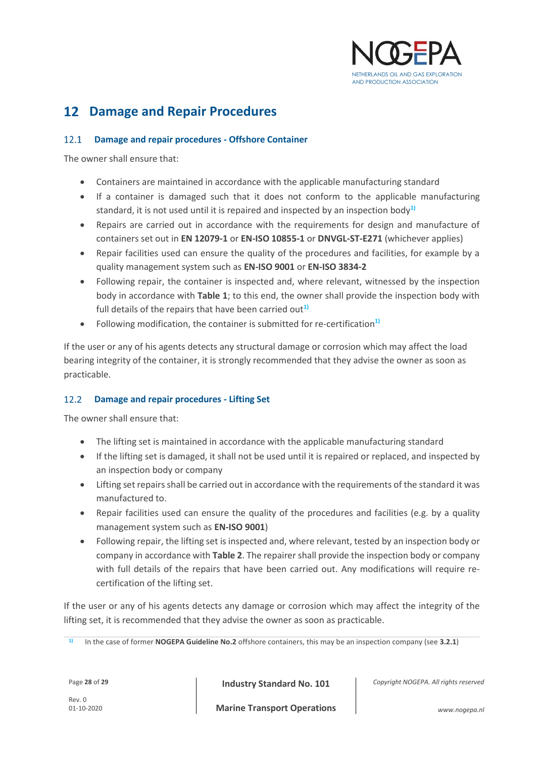# 12 Damage and Repair Procedures

## 12.1 Damage and repair procedures - Offshore Container

The owner shall ensure that:

- Containers are maintained in accordance with the applicable manufacturing standard
- If a container is damaged such that it does not conform to the applicable manufacturing standard, it is not used until it is repaired and inspected by an inspection body[1)]
- Repairs are carried out in accordance with the requirements for design and manufacture of containers set out in **EN 12079-1** or **EN-ISO 10855-1** or **DNVGL-ST-E271** (whichever applies)
- Repair facilities used can ensure the quality of the procedures and facilities, for example by a quality management system such as **EN-ISO 9001** or **EN-ISO 3834-2**
- Following repair, the container is inspected and, where relevant, witnessed by the inspection body in accordance with **Table 1**; to this end, the owner shall provide the inspection body with full details of the repairs that have been carried out[1)]
- Following modification, the container is submitted for re-certification[1)]

If the user or any of his agents detects any structural damage or corrosion which may affect the load bearing integrity of the container, it is strongly recommended that they advise the owner as soon as practicable.

## 12.2 Damage and repair procedures - Lifting Set

The owner shall ensure that:

- The lifting set is maintained in accordance with the applicable manufacturing standard
- If the lifting set is damaged, it shall not be used until it is repaired or replaced, and inspected by an inspection body or company
- Lifting set repairs shall be carried out in accordance with the requirements of the standard it was manufactured to.
- Repair facilities used can ensure the quality of the procedures and facilities (e.g. by a quality management system such as **EN-ISO 9001**)
- Following repair, the lifting set is inspected and, where relevant, tested by an inspection body or company in accordance with **Table 2**. The repairer shall provide the inspection body or company with full details of the repairs that have been carried out. Any modifications will require re-certification of the lifting set.

If the user or any of his agents detects any damage or corrosion which may affect the integrity of the lifting set, it is recommended that they advise the owner as soon as practicable.

---

[1)] In the case of former **NOGEPA Guideline No.2** offshore containers, this may be an inspection company (see **3.2.1**)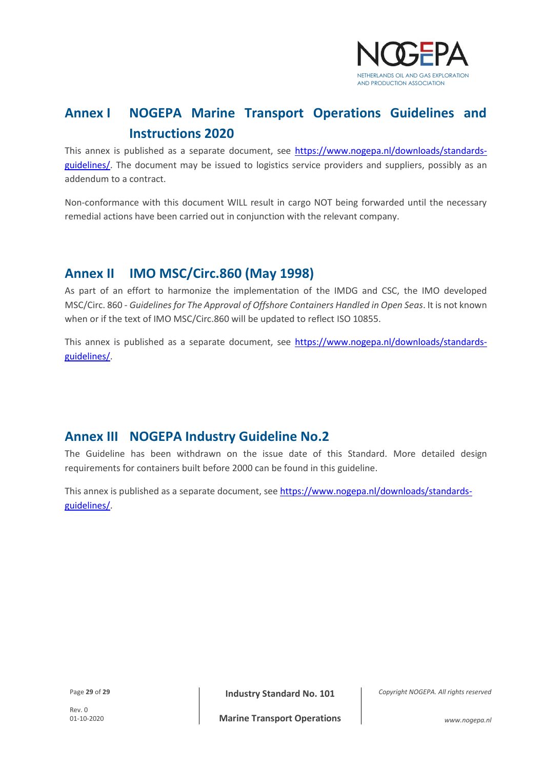# Annex I NOGEPA Marine Transport Operations Guidelines and Instructions 2020

This annex is published as a separate document, see [https://www.nogepa.nl/downloads/standards-guidelines/](https://www.nogepa.nl/downloads/standards-guidelines/). The document may be issued to logistics service providers and suppliers, possibly as an addendum to a contract.

Non-conformance with this document WILL result in cargo NOT being forwarded until the necessary remedial actions have been carried out in conjunction with the relevant company.

# Annex II IMO MSC/Circ.860 (May 1998)

As part of an effort to harmonize the implementation of the IMDG and CSC, the IMO developed MSC/Circ. 860 - *Guidelines for The Approval of Offshore Containers Handled in Open Seas*. It is not known when or if the text of IMO MSC/Circ.860 will be updated to reflect ISO 10855.

This annex is published as a separate document, see [https://www.nogepa.nl/downloads/standards-guidelines/](https://www.nogepa.nl/downloads/standards-guidelines/).

# Annex III NOGEPA Industry Guideline No.2

The Guideline has been withdrawn on the issue date of this Standard. More detailed design requirements for containers built before 2000 can be found in this guideline.

This annex is published as a separate document, see [https://www.nogepa.nl/downloads/standards-guidelines/](https://www.nogepa.nl/downloads/standards-guidelines/).